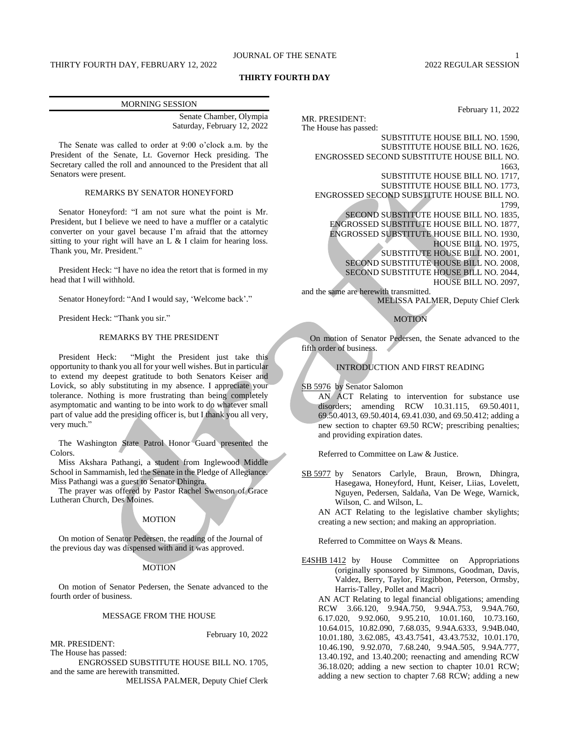# THIRTY FOURTH DAY

MORNING SESSION

Senate Chamber, Olympia
Saturday, February 12, 2022

The Senate was called to order at 9:00 o'clock a.m. by the President of the Senate, Lt. Governor Heck presiding. The Secretary called the roll and announced to the President that all Senators were present.

## REMARKS BY SENATOR HONEYFORD

Senator Honeyford: "I am not sure what the point is Mr. President, but I believe we need to have a muffler or a catalytic converter on your gavel because I'm afraid that the attorney sitting to your right will have an L & I claim for hearing loss. Thank you, Mr. President."

President Heck: "I have no idea the retort that is formed in my head that I will withhold.

Senator Honeyford: "And I would say, 'Welcome back'."

President Heck: "Thank you sir."

## REMARKS BY THE PRESIDENT

President Heck: "Might the President just take this opportunity to thank you all for your well wishes. But in particular to extend my deepest gratitude to both Senators Keiser and Lovick, so ably substituting in my absence. I appreciate your tolerance. Nothing is more frustrating than being completely asymptomatic and wanting to be into work to do whatever small part of value add the presiding officer is, but I thank you all very, very much."

The Washington State Patrol Honor Guard presented the Colors.

Miss Akshara Pathangi, a student from Inglewood Middle School in Sammamish, led the Senate in the Pledge of Allegiance. Miss Pathangi was a guest to Senator Dhingra.

The prayer was offered by Pastor Rachel Swenson of Grace Lutheran Church, Des Moines.

## MOTION

On motion of Senator Pedersen, the reading of the Journal of the previous day was dispensed with and it was approved.

## MOTION

On motion of Senator Pedersen, the Senate advanced to the fourth order of business.

## MESSAGE FROM THE HOUSE

February 10, 2022

MR. PRESIDENT:
The House has passed:
ENGROSSED SUBSTITUTE HOUSE BILL NO. 1705,
and the same are herewith transmitted.

MELISSA PALMER, Deputy Chief Clerk

February 11, 2022

MR. PRESIDENT:
The House has passed:

SUBSTITUTE HOUSE BILL NO. 1590,
SUBSTITUTE HOUSE BILL NO. 1626,
ENGROSSED SECOND SUBSTITUTE HOUSE BILL NO. 1663,
SUBSTITUTE HOUSE BILL NO. 1717,
SUBSTITUTE HOUSE BILL NO. 1773,
ENGROSSED SECOND SUBSTITUTE HOUSE BILL NO. 1799,
SECOND SUBSTITUTE HOUSE BILL NO. 1835,
ENGROSSED SUBSTITUTE HOUSE BILL NO. 1877,
ENGROSSED SUBSTITUTE HOUSE BILL NO. 1930,
HOUSE BILL NO. 1975,
SUBSTITUTE HOUSE BILL NO. 2001,
SECOND SUBSTITUTE HOUSE BILL NO. 2008,
SECOND SUBSTITUTE HOUSE BILL NO. 2044,
HOUSE BILL NO. 2097,

and the same are herewith transmitted.

MELISSA PALMER, Deputy Chief Clerk

## MOTION

On motion of Senator Pedersen, the Senate advanced to the fifth order of business.

## INTRODUCTION AND FIRST READING

SB 5976 by Senator Salomon

AN ACT Relating to intervention for substance use disorders; amending RCW 10.31.115, 69.50.4011, 69.50.4013, 69.50.4014, 69.41.030, and 69.50.412; adding a new section to chapter 69.50 RCW; prescribing penalties; and providing expiration dates.

Referred to Committee on Law & Justice.

SB 5977 by Senators Carlyle, Braun, Brown, Dhingra, Hasegawa, Honeyford, Hunt, Keiser, Liias, Lovelett, Nguyen, Pedersen, Saldaña, Van De Wege, Warnick, Wilson, C. and Wilson, L.

AN ACT Relating to the legislative chamber skylights; creating a new section; and making an appropriation.

Referred to Committee on Ways & Means.

E4SHB 1412 by House Committee on Appropriations (originally sponsored by Simmons, Goodman, Davis, Valdez, Berry, Taylor, Fitzgibbon, Peterson, Ormsby, Harris-Talley, Pollet and Macri)

AN ACT Relating to legal financial obligations; amending RCW 3.66.120, 9.94A.750, 9.94A.753, 9.94A.760, 6.17.020, 9.92.060, 9.95.210, 10.01.160, 10.73.160, 10.64.015, 10.82.090, 7.68.035, 9.94A.6333, 9.94B.040, 10.01.180, 3.62.085, 43.43.7541, 43.43.7532, 10.01.170, 10.46.190, 9.92.070, 7.68.240, 9.94A.505, 9.94A.777, 13.40.192, and 13.40.200; reenacting and amending RCW 36.18.020; adding a new section to chapter 10.01 RCW; adding a new section to chapter 7.68 RCW; adding a new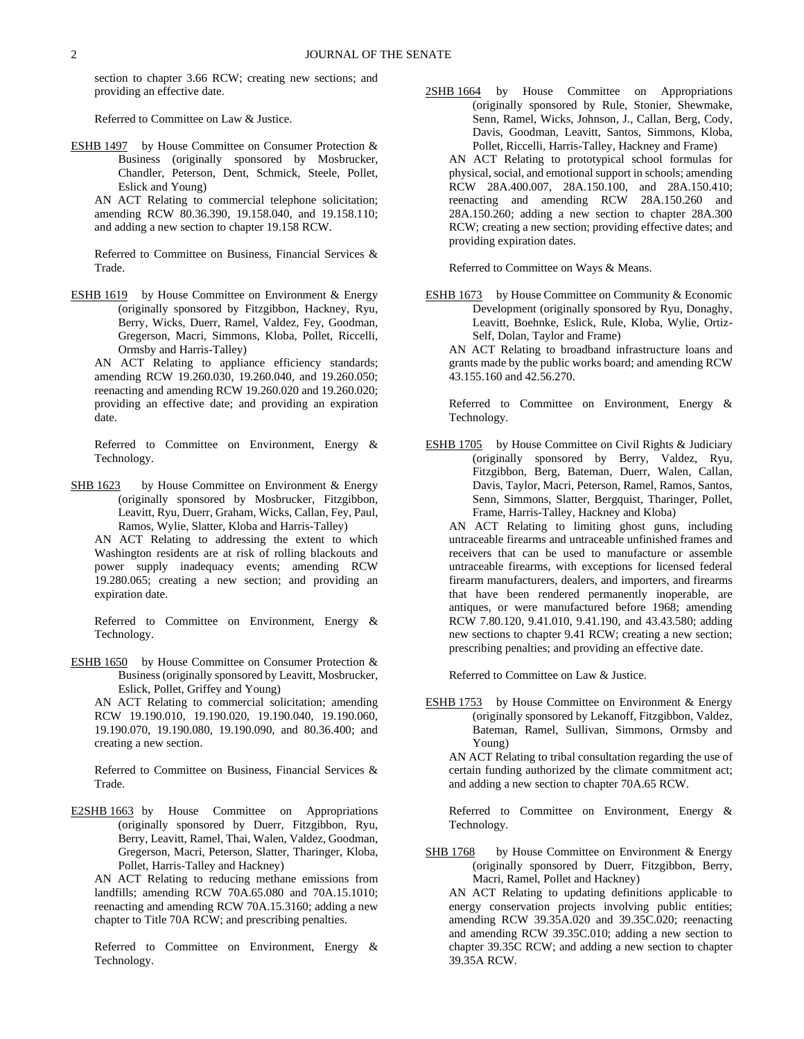section to chapter 3.66 RCW; creating new sections; and providing an effective date.

Referred to Committee on Law & Justice.

ESHB 1497 by House Committee on Consumer Protection & Business (originally sponsored by Mosbrucker, Chandler, Peterson, Dent, Schmick, Steele, Pollet, Eslick and Young)

AN ACT Relating to commercial telephone solicitation; amending RCW 80.36.390, 19.158.040, and 19.158.110; and adding a new section to chapter 19.158 RCW.

Referred to Committee on Business, Financial Services & Trade.

ESHB 1619 by House Committee on Environment & Energy (originally sponsored by Fitzgibbon, Hackney, Ryu, Berry, Wicks, Duerr, Ramel, Valdez, Fey, Goodman, Gregerson, Macri, Simmons, Kloba, Pollet, Riccelli, Ormsby and Harris-Talley)

AN ACT Relating to appliance efficiency standards; amending RCW 19.260.030, 19.260.040, and 19.260.050; reenacting and amending RCW 19.260.020 and 19.260.020; providing an effective date; and providing an expiration date.

Referred to Committee on Environment, Energy & Technology.

SHB 1623 by House Committee on Environment & Energy (originally sponsored by Mosbrucker, Fitzgibbon, Leavitt, Ryu, Duerr, Graham, Wicks, Callan, Fey, Paul, Ramos, Wylie, Slatter, Kloba and Harris-Talley)

AN ACT Relating to addressing the extent to which Washington residents are at risk of rolling blackouts and power supply inadequacy events; amending RCW 19.280.065; creating a new section; and providing an expiration date.

Referred to Committee on Environment, Energy & Technology.

ESHB 1650 by House Committee on Consumer Protection & Business (originally sponsored by Leavitt, Mosbrucker, Eslick, Pollet, Griffey and Young)

AN ACT Relating to commercial solicitation; amending RCW 19.190.010, 19.190.020, 19.190.040, 19.190.060, 19.190.070, 19.190.080, 19.190.090, and 80.36.400; and creating a new section.

Referred to Committee on Business, Financial Services & Trade.

E2SHB 1663 by House Committee on Appropriations (originally sponsored by Duerr, Fitzgibbon, Ryu, Berry, Leavitt, Ramel, Thai, Walen, Valdez, Goodman, Gregerson, Macri, Peterson, Slatter, Tharinger, Kloba, Pollet, Harris-Talley and Hackney)

AN ACT Relating to reducing methane emissions from landfills; amending RCW 70A.65.080 and 70A.15.1010; reenacting and amending RCW 70A.15.3160; adding a new chapter to Title 70A RCW; and prescribing penalties.

Referred to Committee on Environment, Energy & Technology.

2SHB 1664 by House Committee on Appropriations (originally sponsored by Rule, Stonier, Shewmake, Senn, Ramel, Wicks, Johnson, J., Callan, Berg, Cody, Davis, Goodman, Leavitt, Santos, Simmons, Kloba, Pollet, Riccelli, Harris-Talley, Hackney and Frame)

AN ACT Relating to prototypical school formulas for physical, social, and emotional support in schools; amending RCW 28A.400.007, 28A.150.100, and 28A.150.410; reenacting and amending RCW 28A.150.260 and 28A.150.260; adding a new section to chapter 28A.300 RCW; creating a new section; providing effective dates; and providing expiration dates.

Referred to Committee on Ways & Means.

ESHB 1673 by House Committee on Community & Economic Development (originally sponsored by Ryu, Donaghy, Leavitt, Boehnke, Eslick, Rule, Kloba, Wylie, Ortiz-Self, Dolan, Taylor and Frame)

AN ACT Relating to broadband infrastructure loans and grants made by the public works board; and amending RCW 43.155.160 and 42.56.270.

Referred to Committee on Environment, Energy & Technology.

ESHB 1705 by House Committee on Civil Rights & Judiciary (originally sponsored by Berry, Valdez, Ryu, Fitzgibbon, Berg, Bateman, Duerr, Walen, Callan, Davis, Taylor, Macri, Peterson, Ramel, Ramos, Santos, Senn, Simmons, Slatter, Bergquist, Tharinger, Pollet, Frame, Harris-Talley, Hackney and Kloba)

AN ACT Relating to limiting ghost guns, including untraceable firearms and untraceable unfinished frames and receivers that can be used to manufacture or assemble untraceable firearms, with exceptions for licensed federal firearm manufacturers, dealers, and importers, and firearms that have been rendered permanently inoperable, are antiques, or were manufactured before 1968; amending RCW 7.80.120, 9.41.010, 9.41.190, and 43.43.580; adding new sections to chapter 9.41 RCW; creating a new section; prescribing penalties; and providing an effective date.

Referred to Committee on Law & Justice.

ESHB 1753 by House Committee on Environment & Energy (originally sponsored by Lekanoff, Fitzgibbon, Valdez, Bateman, Ramel, Sullivan, Simmons, Ormsby and Young)

AN ACT Relating to tribal consultation regarding the use of certain funding authorized by the climate commitment act; and adding a new section to chapter 70A.65 RCW.

Referred to Committee on Environment, Energy & Technology.

SHB 1768 by House Committee on Environment & Energy (originally sponsored by Duerr, Fitzgibbon, Berry, Macri, Ramel, Pollet and Hackney)

AN ACT Relating to updating definitions applicable to energy conservation projects involving public entities; amending RCW 39.35A.020 and 39.35C.020; reenacting and amending RCW 39.35C.010; adding a new section to chapter 39.35C RCW; and adding a new section to chapter 39.35A RCW.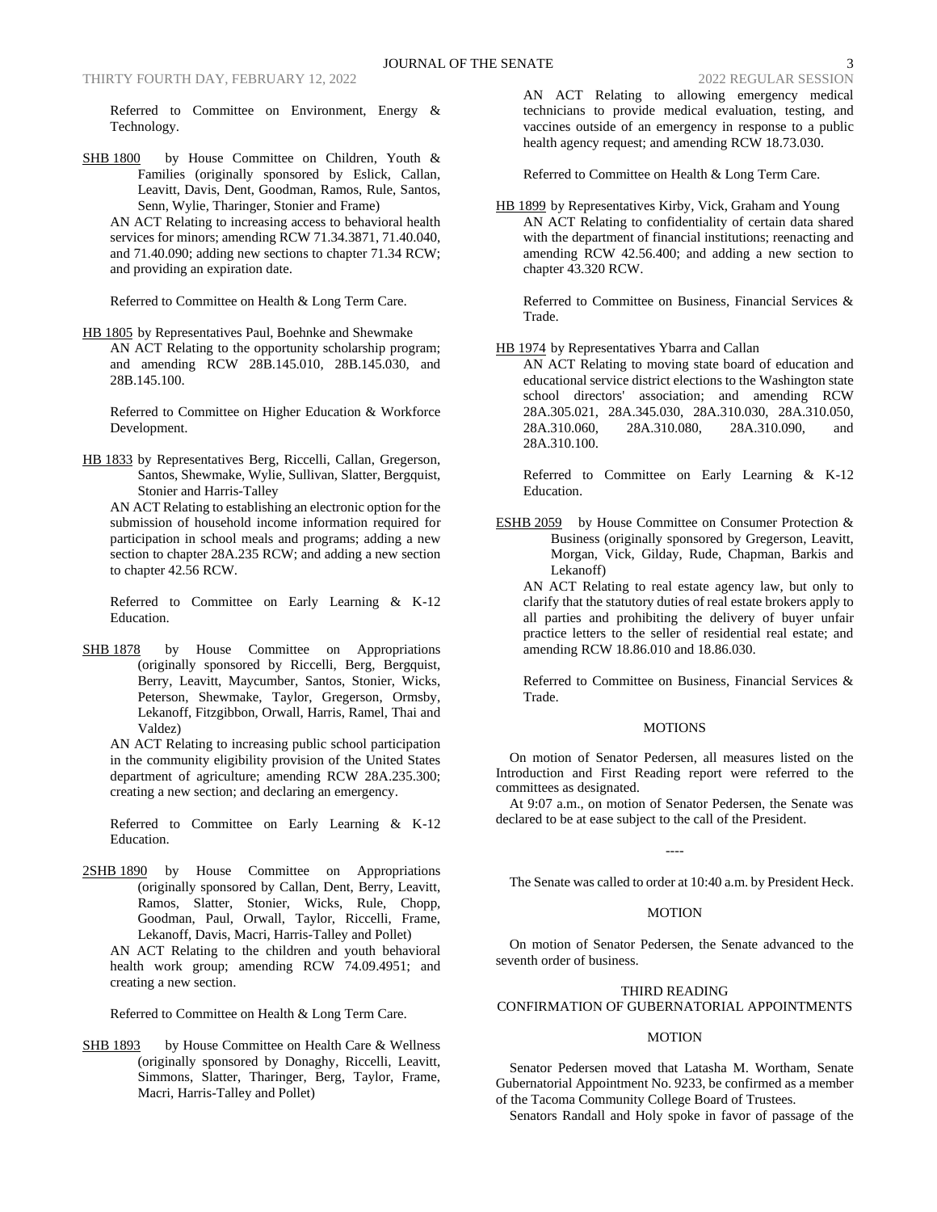Referred to Committee on Environment, Energy & Technology.

SHB 1800 by House Committee on Children, Youth & Families (originally sponsored by Eslick, Callan, Leavitt, Davis, Dent, Goodman, Ramos, Rule, Santos, Senn, Wylie, Tharinger, Stonier and Frame)

AN ACT Relating to increasing access to behavioral health services for minors; amending RCW 71.34.3871, 71.40.040, and 71.40.090; adding new sections to chapter 71.34 RCW; and providing an expiration date.

Referred to Committee on Health & Long Term Care.

HB 1805 by Representatives Paul, Boehnke and Shewmake

AN ACT Relating to the opportunity scholarship program; and amending RCW 28B.145.010, 28B.145.030, and 28B.145.100.

Referred to Committee on Higher Education & Workforce Development.

HB 1833 by Representatives Berg, Riccelli, Callan, Gregerson, Santos, Shewmake, Wylie, Sullivan, Slatter, Bergquist, Stonier and Harris-Talley

AN ACT Relating to establishing an electronic option for the submission of household income information required for participation in school meals and programs; adding a new section to chapter 28A.235 RCW; and adding a new section to chapter 42.56 RCW.

Referred to Committee on Early Learning & K-12 Education.

SHB 1878 by House Committee on Appropriations (originally sponsored by Riccelli, Berg, Bergquist, Berry, Leavitt, Maycumber, Santos, Stonier, Wicks, Peterson, Shewmake, Taylor, Gregerson, Ormsby, Lekanoff, Fitzgibbon, Orwall, Harris, Ramel, Thai and Valdez)

AN ACT Relating to increasing public school participation in the community eligibility provision of the United States department of agriculture; amending RCW 28A.235.300; creating a new section; and declaring an emergency.

Referred to Committee on Early Learning & K-12 Education.

2SHB 1890 by House Committee on Appropriations (originally sponsored by Callan, Dent, Berry, Leavitt, Ramos, Slatter, Stonier, Wicks, Rule, Chopp, Goodman, Paul, Orwall, Taylor, Riccelli, Frame, Lekanoff, Davis, Macri, Harris-Talley and Pollet)

AN ACT Relating to the children and youth behavioral health work group; amending RCW 74.09.4951; and creating a new section.

Referred to Committee on Health & Long Term Care.

SHB 1893 by House Committee on Health Care & Wellness (originally sponsored by Donaghy, Riccelli, Leavitt, Simmons, Slatter, Tharinger, Berg, Taylor, Frame, Macri, Harris-Talley and Pollet)

AN ACT Relating to allowing emergency medical technicians to provide medical evaluation, testing, and vaccines outside of an emergency in response to a public health agency request; and amending RCW 18.73.030.

Referred to Committee on Health & Long Term Care.

HB 1899 by Representatives Kirby, Vick, Graham and Young

AN ACT Relating to confidentiality of certain data shared with the department of financial institutions; reenacting and amending RCW 42.56.400; and adding a new section to chapter 43.320 RCW.

Referred to Committee on Business, Financial Services & Trade.

HB 1974 by Representatives Ybarra and Callan

AN ACT Relating to moving state board of education and educational service district elections to the Washington state school directors' association; and amending RCW 28A.305.021, 28A.345.030, 28A.310.030, 28A.310.050, 28A.310.060, 28A.310.080, 28A.310.090, and 28A.310.100.

Referred to Committee on Early Learning & K-12 Education.

ESHB 2059 by House Committee on Consumer Protection & Business (originally sponsored by Gregerson, Leavitt, Morgan, Vick, Gilday, Rude, Chapman, Barkis and Lekanoff)

AN ACT Relating to real estate agency law, but only to clarify that the statutory duties of real estate brokers apply to all parties and prohibiting the delivery of buyer unfair practice letters to the seller of residential real estate; and amending RCW 18.86.010 and 18.86.030.

Referred to Committee on Business, Financial Services & Trade.

MOTIONS

On motion of Senator Pedersen, all measures listed on the Introduction and First Reading report were referred to the committees as designated.

At 9:07 a.m., on motion of Senator Pedersen, the Senate was declared to be at ease subject to the call of the President.

----

The Senate was called to order at 10:40 a.m. by President Heck.

MOTION

On motion of Senator Pedersen, the Senate advanced to the seventh order of business.

THIRD READING
CONFIRMATION OF GUBERNATORIAL APPOINTMENTS

MOTION

Senator Pedersen moved that Latasha M. Wortham, Senate Gubernatorial Appointment No. 9233, be confirmed as a member of the Tacoma Community College Board of Trustees.

Senators Randall and Holy spoke in favor of passage of the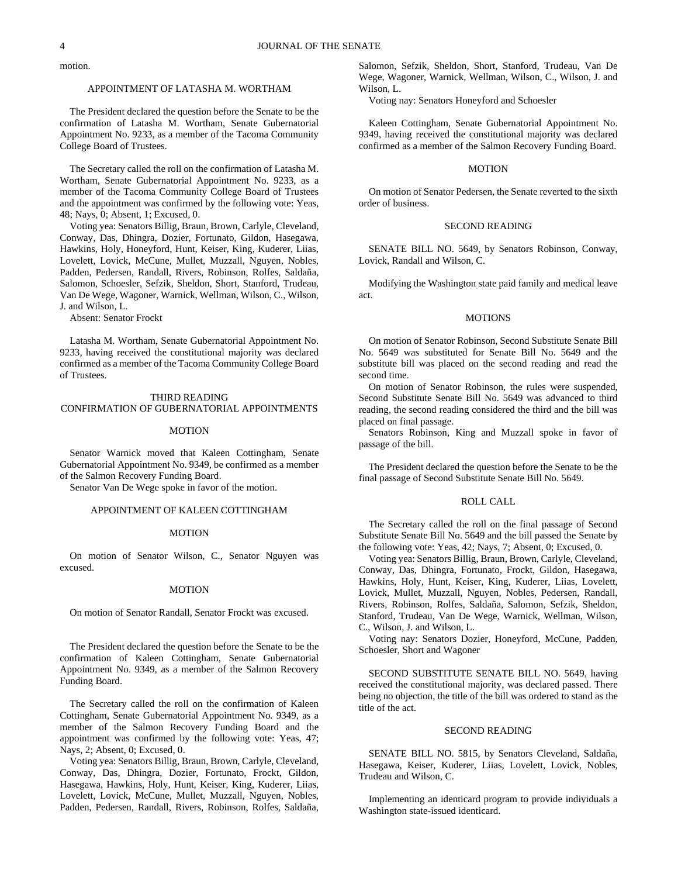motion.

APPOINTMENT OF LATASHA M. WORTHAM

The President declared the question before the Senate to be the confirmation of Latasha M. Wortham, Senate Gubernatorial Appointment No. 9233, as a member of the Tacoma Community College Board of Trustees.

The Secretary called the roll on the confirmation of Latasha M. Wortham, Senate Gubernatorial Appointment No. 9233, as a member of the Tacoma Community College Board of Trustees and the appointment was confirmed by the following vote: Yeas, 48; Nays, 0; Absent, 1; Excused, 0.

Voting yea: Senators Billig, Braun, Brown, Carlyle, Cleveland, Conway, Das, Dhingra, Dozier, Fortunato, Gildon, Hasegawa, Hawkins, Holy, Honeyford, Hunt, Keiser, King, Kuderer, Liias, Lovelett, Lovick, McCune, Mullet, Muzzall, Nguyen, Nobles, Padden, Pedersen, Randall, Rivers, Robinson, Rolfes, Saldaña, Salomon, Schoesler, Sefzik, Sheldon, Short, Stanford, Trudeau, Van De Wege, Wagoner, Warnick, Wellman, Wilson, C., Wilson, J. and Wilson, L.

Absent: Senator Frockt

Latasha M. Wortham, Senate Gubernatorial Appointment No. 9233, having received the constitutional majority was declared confirmed as a member of the Tacoma Community College Board of Trustees.

THIRD READING
CONFIRMATION OF GUBERNATORIAL APPOINTMENTS

MOTION

Senator Warnick moved that Kaleen Cottingham, Senate Gubernatorial Appointment No. 9349, be confirmed as a member of the Salmon Recovery Funding Board.

Senator Van De Wege spoke in favor of the motion.

APPOINTMENT OF KALEEN COTTINGHAM

MOTION

On motion of Senator Wilson, C., Senator Nguyen was excused.

MOTION

On motion of Senator Randall, Senator Frockt was excused.

The President declared the question before the Senate to be the confirmation of Kaleen Cottingham, Senate Gubernatorial Appointment No. 9349, as a member of the Salmon Recovery Funding Board.

The Secretary called the roll on the confirmation of Kaleen Cottingham, Senate Gubernatorial Appointment No. 9349, as a member of the Salmon Recovery Funding Board and the appointment was confirmed by the following vote: Yeas, 47; Nays, 2; Absent, 0; Excused, 0.

Voting yea: Senators Billig, Braun, Brown, Carlyle, Cleveland, Conway, Das, Dhingra, Dozier, Fortunato, Frockt, Gildon, Hasegawa, Hawkins, Holy, Hunt, Keiser, King, Kuderer, Liias, Lovelett, Lovick, McCune, Mullet, Muzzall, Nguyen, Nobles, Padden, Pedersen, Randall, Rivers, Robinson, Rolfes, Saldaña, Salomon, Sefzik, Sheldon, Short, Stanford, Trudeau, Van De Wege, Wagoner, Warnick, Wellman, Wilson, C., Wilson, J. and Wilson, L.

Voting nay: Senators Honeyford and Schoesler

Kaleen Cottingham, Senate Gubernatorial Appointment No. 9349, having received the constitutional majority was declared confirmed as a member of the Salmon Recovery Funding Board.

MOTION

On motion of Senator Pedersen, the Senate reverted to the sixth order of business.

SECOND READING

SENATE BILL NO. 5649, by Senators Robinson, Conway, Lovick, Randall and Wilson, C.

Modifying the Washington state paid family and medical leave act.

MOTIONS

On motion of Senator Robinson, Second Substitute Senate Bill No. 5649 was substituted for Senate Bill No. 5649 and the substitute bill was placed on the second reading and read the second time.

On motion of Senator Robinson, the rules were suspended, Second Substitute Senate Bill No. 5649 was advanced to third reading, the second reading considered the third and the bill was placed on final passage.

Senators Robinson, King and Muzzall spoke in favor of passage of the bill.

The President declared the question before the Senate to be the final passage of Second Substitute Senate Bill No. 5649.

ROLL CALL

The Secretary called the roll on the final passage of Second Substitute Senate Bill No. 5649 and the bill passed the Senate by the following vote: Yeas, 42; Nays, 7; Absent, 0; Excused, 0.

Voting yea: Senators Billig, Braun, Brown, Carlyle, Cleveland, Conway, Das, Dhingra, Fortunato, Frockt, Gildon, Hasegawa, Hawkins, Holy, Hunt, Keiser, King, Kuderer, Liias, Lovelett, Lovick, Mullet, Muzzall, Nguyen, Nobles, Pedersen, Randall, Rivers, Robinson, Rolfes, Saldaña, Salomon, Sefzik, Sheldon, Stanford, Trudeau, Van De Wege, Warnick, Wellman, Wilson, C., Wilson, J. and Wilson, L.

Voting nay: Senators Dozier, Honeyford, McCune, Padden, Schoesler, Short and Wagoner

SECOND SUBSTITUTE SENATE BILL NO. 5649, having received the constitutional majority, was declared passed. There being no objection, the title of the bill was ordered to stand as the title of the act.

SECOND READING

SENATE BILL NO. 5815, by Senators Cleveland, Saldaña, Hasegawa, Keiser, Kuderer, Liias, Lovelett, Lovick, Nobles, Trudeau and Wilson, C.

Implementing an identicard program to provide individuals a Washington state-issued identicard.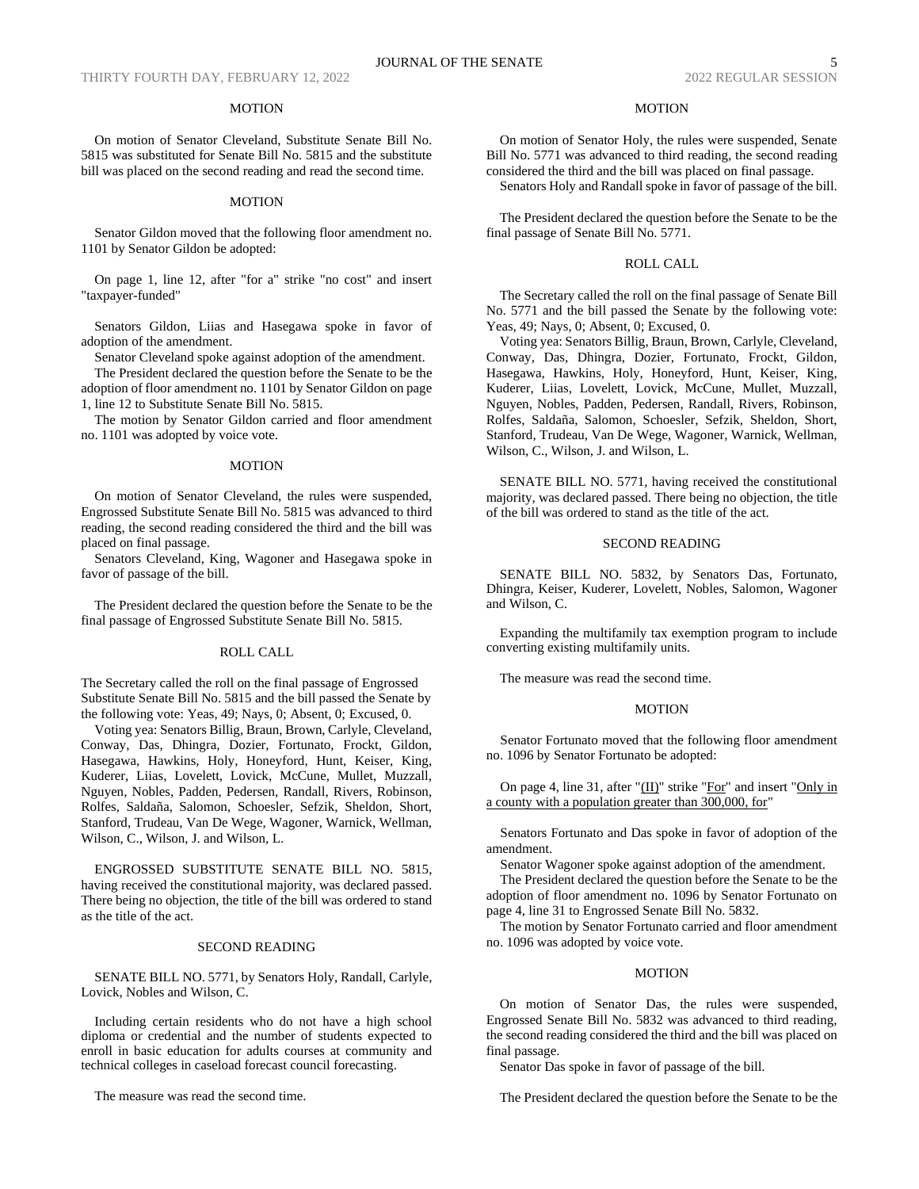MOTION

On motion of Senator Cleveland, Substitute Senate Bill No. 5815 was substituted for Senate Bill No. 5815 and the substitute bill was placed on the second reading and read the second time.

MOTION

Senator Gildon moved that the following floor amendment no. 1101 by Senator Gildon be adopted:

On page 1, line 12, after "for a" strike "no cost" and insert "taxpayer-funded"

Senators Gildon, Liias and Hasegawa spoke in favor of adoption of the amendment.

Senator Cleveland spoke against adoption of the amendment.

The President declared the question before the Senate to be the adoption of floor amendment no. 1101 by Senator Gildon on page 1, line 12 to Substitute Senate Bill No. 5815.

The motion by Senator Gildon carried and floor amendment no. 1101 was adopted by voice vote.

MOTION

On motion of Senator Cleveland, the rules were suspended, Engrossed Substitute Senate Bill No. 5815 was advanced to third reading, the second reading considered the third and the bill was placed on final passage.

Senators Cleveland, King, Wagoner and Hasegawa spoke in favor of passage of the bill.

The President declared the question before the Senate to be the final passage of Engrossed Substitute Senate Bill No. 5815.

ROLL CALL

The Secretary called the roll on the final passage of Engrossed Substitute Senate Bill No. 5815 and the bill passed the Senate by the following vote: Yeas, 49; Nays, 0; Absent, 0; Excused, 0.

Voting yea: Senators Billig, Braun, Brown, Carlyle, Cleveland, Conway, Das, Dhingra, Dozier, Fortunato, Frockt, Gildon, Hasegawa, Hawkins, Holy, Honeyford, Hunt, Keiser, King, Kuderer, Liias, Lovelett, Lovick, McCune, Mullet, Muzzall, Nguyen, Nobles, Padden, Pedersen, Randall, Rivers, Robinson, Rolfes, Saldaña, Salomon, Schoesler, Sefzik, Sheldon, Short, Stanford, Trudeau, Van De Wege, Wagoner, Warnick, Wellman, Wilson, C., Wilson, J. and Wilson, L.

ENGROSSED SUBSTITUTE SENATE BILL NO. 5815, having received the constitutional majority, was declared passed. There being no objection, the title of the bill was ordered to stand as the title of the act.

SECOND READING

SENATE BILL NO. 5771, by Senators Holy, Randall, Carlyle, Lovick, Nobles and Wilson, C.

Including certain residents who do not have a high school diploma or credential and the number of students expected to enroll in basic education for adults courses at community and technical colleges in caseload forecast council forecasting.

The measure was read the second time.

MOTION

On motion of Senator Holy, the rules were suspended, Senate Bill No. 5771 was advanced to third reading, the second reading considered the third and the bill was placed on final passage.

Senators Holy and Randall spoke in favor of passage of the bill.

The President declared the question before the Senate to be the final passage of Senate Bill No. 5771.

ROLL CALL

The Secretary called the roll on the final passage of Senate Bill No. 5771 and the bill passed the Senate by the following vote: Yeas, 49; Nays, 0; Absent, 0; Excused, 0.

Voting yea: Senators Billig, Braun, Brown, Carlyle, Cleveland, Conway, Das, Dhingra, Dozier, Fortunato, Frockt, Gildon, Hasegawa, Hawkins, Holy, Honeyford, Hunt, Keiser, King, Kuderer, Liias, Lovelett, Lovick, McCune, Mullet, Muzzall, Nguyen, Nobles, Padden, Pedersen, Randall, Rivers, Robinson, Rolfes, Saldaña, Salomon, Schoesler, Sefzik, Sheldon, Short, Stanford, Trudeau, Van De Wege, Wagoner, Warnick, Wellman, Wilson, C., Wilson, J. and Wilson, L.

SENATE BILL NO. 5771, having received the constitutional majority, was declared passed. There being no objection, the title of the bill was ordered to stand as the title of the act.

SECOND READING

SENATE BILL NO. 5832, by Senators Das, Fortunato, Dhingra, Keiser, Kuderer, Lovelett, Nobles, Salomon, Wagoner and Wilson, C.

Expanding the multifamily tax exemption program to include converting existing multifamily units.

The measure was read the second time.

MOTION

Senator Fortunato moved that the following floor amendment no. 1096 by Senator Fortunato be adopted:

On page 4, line 31, after "(II)" strike "For" and insert "Only in a county with a population greater than 300,000, for"

Senators Fortunato and Das spoke in favor of adoption of the amendment.

Senator Wagoner spoke against adoption of the amendment.

The President declared the question before the Senate to be the adoption of floor amendment no. 1096 by Senator Fortunato on page 4, line 31 to Engrossed Senate Bill No. 5832.

The motion by Senator Fortunato carried and floor amendment no. 1096 was adopted by voice vote.

MOTION

On motion of Senator Das, the rules were suspended, Engrossed Senate Bill No. 5832 was advanced to third reading, the second reading considered the third and the bill was placed on final passage.

Senator Das spoke in favor of passage of the bill.

The President declared the question before the Senate to be the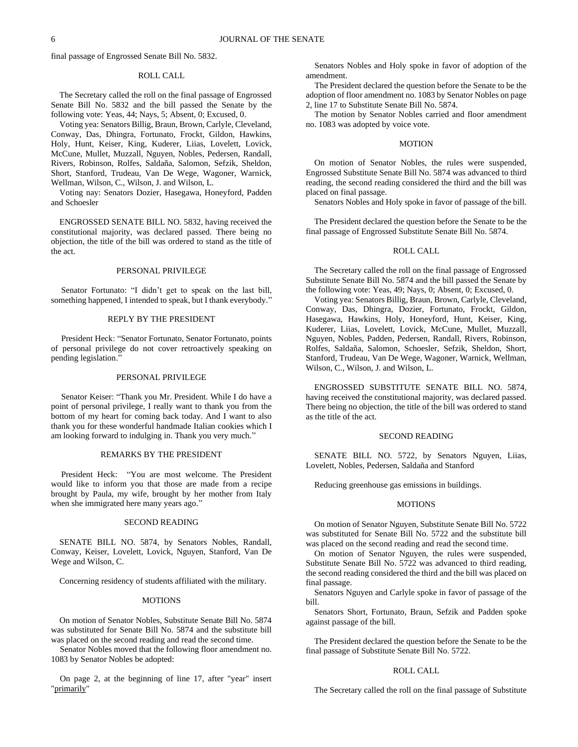final passage of Engrossed Senate Bill No. 5832.

ROLL CALL

The Secretary called the roll on the final passage of Engrossed Senate Bill No. 5832 and the bill passed the Senate by the following vote: Yeas, 44; Nays, 5; Absent, 0; Excused, 0.

Voting yea: Senators Billig, Braun, Brown, Carlyle, Cleveland, Conway, Das, Dhingra, Fortunato, Frockt, Gildon, Hawkins, Holy, Hunt, Keiser, King, Kuderer, Liias, Lovelett, Lovick, McCune, Mullet, Muzzall, Nguyen, Nobles, Pedersen, Randall, Rivers, Robinson, Rolfes, Saldaña, Salomon, Sefzik, Sheldon, Short, Stanford, Trudeau, Van De Wege, Wagoner, Warnick, Wellman, Wilson, C., Wilson, J. and Wilson, L.

Voting nay: Senators Dozier, Hasegawa, Honeyford, Padden and Schoesler

ENGROSSED SENATE BILL NO. 5832, having received the constitutional majority, was declared passed. There being no objection, the title of the bill was ordered to stand as the title of the act.

PERSONAL PRIVILEGE

Senator Fortunato: "I didn't get to speak on the last bill, something happened, I intended to speak, but I thank everybody."

REPLY BY THE PRESIDENT

President Heck: "Senator Fortunato, Senator Fortunato, points of personal privilege do not cover retroactively speaking on pending legislation."

PERSONAL PRIVILEGE

Senator Keiser: "Thank you Mr. President. While I do have a point of personal privilege, I really want to thank you from the bottom of my heart for coming back today. And I want to also thank you for these wonderful handmade Italian cookies which I am looking forward to indulging in. Thank you very much."

REMARKS BY THE PRESIDENT

President Heck: "You are most welcome. The President would like to inform you that those are made from a recipe brought by Paula, my wife, brought by her mother from Italy when she immigrated here many years ago."

SECOND READING

SENATE BILL NO. 5874, by Senators Nobles, Randall, Conway, Keiser, Lovelett, Lovick, Nguyen, Stanford, Van De Wege and Wilson, C.

Concerning residency of students affiliated with the military.

MOTIONS

On motion of Senator Nobles, Substitute Senate Bill No. 5874 was substituted for Senate Bill No. 5874 and the substitute bill was placed on the second reading and read the second time.

Senator Nobles moved that the following floor amendment no. 1083 by Senator Nobles be adopted:

On page 2, at the beginning of line 17, after "year" insert "primarily"

Senators Nobles and Holy spoke in favor of adoption of the amendment.

The President declared the question before the Senate to be the adoption of floor amendment no. 1083 by Senator Nobles on page 2, line 17 to Substitute Senate Bill No. 5874.

The motion by Senator Nobles carried and floor amendment no. 1083 was adopted by voice vote.

MOTION

On motion of Senator Nobles, the rules were suspended, Engrossed Substitute Senate Bill No. 5874 was advanced to third reading, the second reading considered the third and the bill was placed on final passage.

Senators Nobles and Holy spoke in favor of passage of the bill.

The President declared the question before the Senate to be the final passage of Engrossed Substitute Senate Bill No. 5874.

ROLL CALL

The Secretary called the roll on the final passage of Engrossed Substitute Senate Bill No. 5874 and the bill passed the Senate by the following vote: Yeas, 49; Nays, 0; Absent, 0; Excused, 0.

Voting yea: Senators Billig, Braun, Brown, Carlyle, Cleveland, Conway, Das, Dhingra, Dozier, Fortunato, Frockt, Gildon, Hasegawa, Hawkins, Holy, Honeyford, Hunt, Keiser, King, Kuderer, Liias, Lovelett, Lovick, McCune, Mullet, Muzzall, Nguyen, Nobles, Padden, Pedersen, Randall, Rivers, Robinson, Rolfes, Saldaña, Salomon, Schoesler, Sefzik, Sheldon, Short, Stanford, Trudeau, Van De Wege, Wagoner, Warnick, Wellman, Wilson, C., Wilson, J. and Wilson, L.

ENGROSSED SUBSTITUTE SENATE BILL NO. 5874, having received the constitutional majority, was declared passed. There being no objection, the title of the bill was ordered to stand as the title of the act.

SECOND READING

SENATE BILL NO. 5722, by Senators Nguyen, Liias, Lovelett, Nobles, Pedersen, Saldaña and Stanford

Reducing greenhouse gas emissions in buildings.

MOTIONS

On motion of Senator Nguyen, Substitute Senate Bill No. 5722 was substituted for Senate Bill No. 5722 and the substitute bill was placed on the second reading and read the second time.

On motion of Senator Nguyen, the rules were suspended, Substitute Senate Bill No. 5722 was advanced to third reading, the second reading considered the third and the bill was placed on final passage.

Senators Nguyen and Carlyle spoke in favor of passage of the bill.

Senators Short, Fortunato, Braun, Sefzik and Padden spoke against passage of the bill.

The President declared the question before the Senate to be the final passage of Substitute Senate Bill No. 5722.

ROLL CALL

The Secretary called the roll on the final passage of Substitute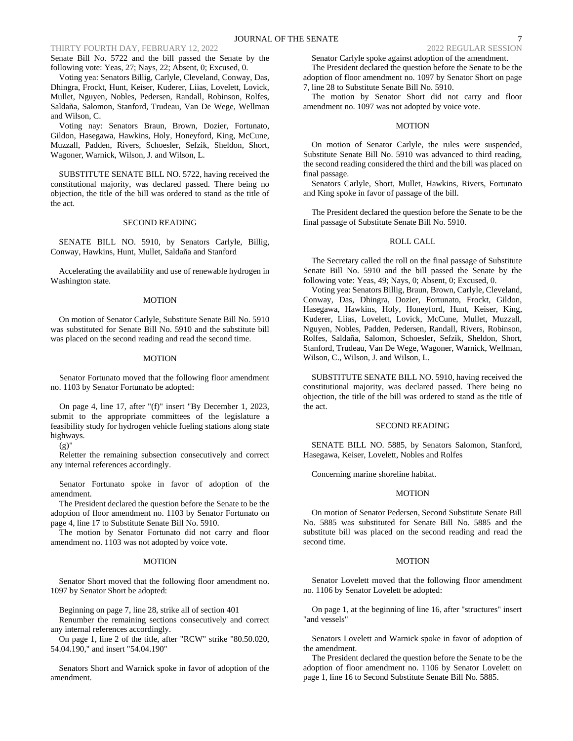Senate Bill No. 5722 and the bill passed the Senate by the following vote: Yeas, 27; Nays, 22; Absent, 0; Excused, 0.

Voting yea: Senators Billig, Carlyle, Cleveland, Conway, Das, Dhingra, Frockt, Hunt, Keiser, Kuderer, Liias, Lovelett, Lovick, Mullet, Nguyen, Nobles, Pedersen, Randall, Robinson, Rolfes, Saldaña, Salomon, Stanford, Trudeau, Van De Wege, Wellman and Wilson, C.

Voting nay: Senators Braun, Brown, Dozier, Fortunato, Gildon, Hasegawa, Hawkins, Holy, Honeyford, King, McCune, Muzzall, Padden, Rivers, Schoesler, Sefzik, Sheldon, Short, Wagoner, Warnick, Wilson, J. and Wilson, L.

SUBSTITUTE SENATE BILL NO. 5722, having received the constitutional majority, was declared passed. There being no objection, the title of the bill was ordered to stand as the title of the act.

SECOND READING

SENATE BILL NO. 5910, by Senators Carlyle, Billig, Conway, Hawkins, Hunt, Mullet, Saldaña and Stanford

Accelerating the availability and use of renewable hydrogen in Washington state.

MOTION

On motion of Senator Carlyle, Substitute Senate Bill No. 5910 was substituted for Senate Bill No. 5910 and the substitute bill was placed on the second reading and read the second time.

MOTION

Senator Fortunato moved that the following floor amendment no. 1103 by Senator Fortunato be adopted:

On page 4, line 17, after "(f)" insert "By December 1, 2023, submit to the appropriate committees of the legislature a feasibility study for hydrogen vehicle fueling stations along state highways.

(g)"

Reletter the remaining subsection consecutively and correct any internal references accordingly.

Senator Fortunato spoke in favor of adoption of the amendment.

The President declared the question before the Senate to be the adoption of floor amendment no. 1103 by Senator Fortunato on page 4, line 17 to Substitute Senate Bill No. 5910.

The motion by Senator Fortunato did not carry and floor amendment no. 1103 was not adopted by voice vote.

MOTION

Senator Short moved that the following floor amendment no. 1097 by Senator Short be adopted:

Beginning on page 7, line 28, strike all of section 401

Renumber the remaining sections consecutively and correct any internal references accordingly.

On page 1, line 2 of the title, after "RCW" strike "80.50.020, 54.04.190," and insert "54.04.190"

Senators Short and Warnick spoke in favor of adoption of the amendment.

Senator Carlyle spoke against adoption of the amendment.

The President declared the question before the Senate to be the adoption of floor amendment no. 1097 by Senator Short on page 7, line 28 to Substitute Senate Bill No. 5910.

The motion by Senator Short did not carry and floor amendment no. 1097 was not adopted by voice vote.

MOTION

On motion of Senator Carlyle, the rules were suspended, Substitute Senate Bill No. 5910 was advanced to third reading, the second reading considered the third and the bill was placed on final passage.

Senators Carlyle, Short, Mullet, Hawkins, Rivers, Fortunato and King spoke in favor of passage of the bill.

The President declared the question before the Senate to be the final passage of Substitute Senate Bill No. 5910.

ROLL CALL

The Secretary called the roll on the final passage of Substitute Senate Bill No. 5910 and the bill passed the Senate by the following vote: Yeas, 49; Nays, 0; Absent, 0; Excused, 0.

Voting yea: Senators Billig, Braun, Brown, Carlyle, Cleveland, Conway, Das, Dhingra, Dozier, Fortunato, Frockt, Gildon, Hasegawa, Hawkins, Holy, Honeyford, Hunt, Keiser, King, Kuderer, Liias, Lovelett, Lovick, McCune, Mullet, Muzzall, Nguyen, Nobles, Padden, Pedersen, Randall, Rivers, Robinson, Rolfes, Saldaña, Salomon, Schoesler, Sefzik, Sheldon, Short, Stanford, Trudeau, Van De Wege, Wagoner, Warnick, Wellman, Wilson, C., Wilson, J. and Wilson, L.

SUBSTITUTE SENATE BILL NO. 5910, having received the constitutional majority, was declared passed. There being no objection, the title of the bill was ordered to stand as the title of the act.

SECOND READING

SENATE BILL NO. 5885, by Senators Salomon, Stanford, Hasegawa, Keiser, Lovelett, Nobles and Rolfes

Concerning marine shoreline habitat.

MOTION

On motion of Senator Pedersen, Second Substitute Senate Bill No. 5885 was substituted for Senate Bill No. 5885 and the substitute bill was placed on the second reading and read the second time.

MOTION

Senator Lovelett moved that the following floor amendment no. 1106 by Senator Lovelett be adopted:

On page 1, at the beginning of line 16, after "structures" insert "and vessels"

Senators Lovelett and Warnick spoke in favor of adoption of the amendment.

The President declared the question before the Senate to be the adoption of floor amendment no. 1106 by Senator Lovelett on page 1, line 16 to Second Substitute Senate Bill No. 5885.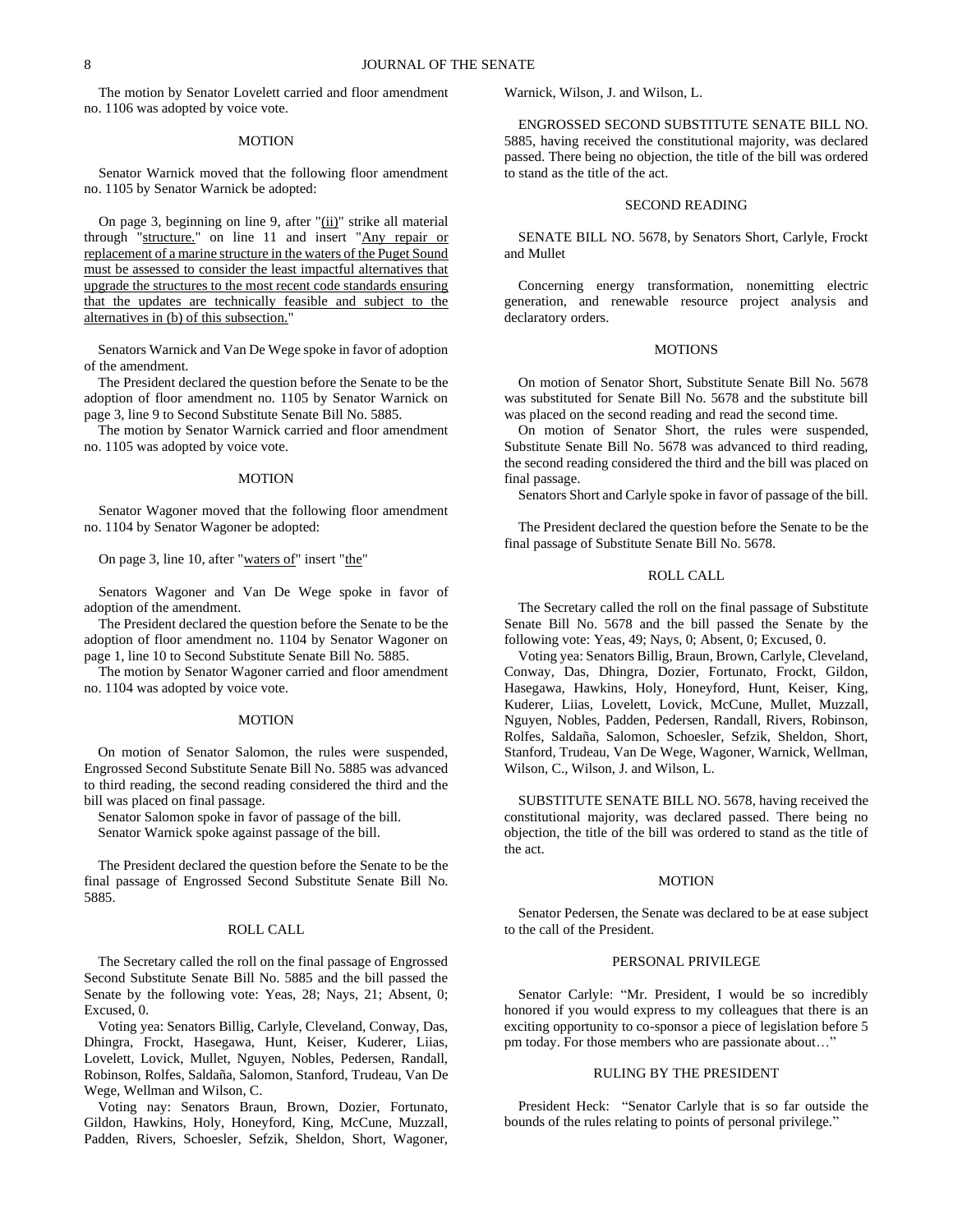The motion by Senator Lovelett carried and floor amendment no. 1106 was adopted by voice vote.

MOTION

Senator Warnick moved that the following floor amendment no. 1105 by Senator Warnick be adopted:

On page 3, beginning on line 9, after "(ii)" strike all material through "structure." on line 11 and insert "Any repair or replacement of a marine structure in the waters of the Puget Sound must be assessed to consider the least impactful alternatives that upgrade the structures to the most recent code standards ensuring that the updates are technically feasible and subject to the alternatives in (b) of this subsection."

Senators Warnick and Van De Wege spoke in favor of adoption of the amendment.

The President declared the question before the Senate to be the adoption of floor amendment no. 1105 by Senator Warnick on page 3, line 9 to Second Substitute Senate Bill No. 5885.

The motion by Senator Warnick carried and floor amendment no. 1105 was adopted by voice vote.

MOTION

Senator Wagoner moved that the following floor amendment no. 1104 by Senator Wagoner be adopted:

On page 3, line 10, after "waters of" insert "the"

Senators Wagoner and Van De Wege spoke in favor of adoption of the amendment.

The President declared the question before the Senate to be the adoption of floor amendment no. 1104 by Senator Wagoner on page 1, line 10 to Second Substitute Senate Bill No. 5885.

The motion by Senator Wagoner carried and floor amendment no. 1104 was adopted by voice vote.

MOTION

On motion of Senator Salomon, the rules were suspended, Engrossed Second Substitute Senate Bill No. 5885 was advanced to third reading, the second reading considered the third and the bill was placed on final passage.

Senator Salomon spoke in favor of passage of the bill.

Senator Warnick spoke against passage of the bill.

The President declared the question before the Senate to be the final passage of Engrossed Second Substitute Senate Bill No. 5885.

ROLL CALL

The Secretary called the roll on the final passage of Engrossed Second Substitute Senate Bill No. 5885 and the bill passed the Senate by the following vote: Yeas, 28; Nays, 21; Absent, 0; Excused, 0.

Voting yea: Senators Billig, Carlyle, Cleveland, Conway, Das, Dhingra, Frockt, Hasegawa, Hunt, Keiser, Kuderer, Liias, Lovelett, Lovick, Mullet, Nguyen, Nobles, Pedersen, Randall, Robinson, Rolfes, Saldaña, Salomon, Stanford, Trudeau, Van De Wege, Wellman and Wilson, C.

Voting nay: Senators Braun, Brown, Dozier, Fortunato, Gildon, Hawkins, Holy, Honeyford, King, McCune, Muzzall, Padden, Rivers, Schoesler, Sefzik, Sheldon, Short, Wagoner, Warnick, Wilson, J. and Wilson, L.

ENGROSSED SECOND SUBSTITUTE SENATE BILL NO. 5885, having received the constitutional majority, was declared passed. There being no objection, the title of the bill was ordered to stand as the title of the act.

SECOND READING

SENATE BILL NO. 5678, by Senators Short, Carlyle, Frockt and Mullet

Concerning energy transformation, nonemitting electric generation, and renewable resource project analysis and declaratory orders.

MOTIONS

On motion of Senator Short, Substitute Senate Bill No. 5678 was substituted for Senate Bill No. 5678 and the substitute bill was placed on the second reading and read the second time.

On motion of Senator Short, the rules were suspended, Substitute Senate Bill No. 5678 was advanced to third reading, the second reading considered the third and the bill was placed on final passage.

Senators Short and Carlyle spoke in favor of passage of the bill.

The President declared the question before the Senate to be the final passage of Substitute Senate Bill No. 5678.

ROLL CALL

The Secretary called the roll on the final passage of Substitute Senate Bill No. 5678 and the bill passed the Senate by the following vote: Yeas, 49; Nays, 0; Absent, 0; Excused, 0.

Voting yea: Senators Billig, Braun, Brown, Carlyle, Cleveland, Conway, Das, Dhingra, Dozier, Fortunato, Frockt, Gildon, Hasegawa, Hawkins, Holy, Honeyford, Hunt, Keiser, King, Kuderer, Liias, Lovelett, Lovick, McCune, Mullet, Muzzall, Nguyen, Nobles, Padden, Pedersen, Randall, Rivers, Robinson, Rolfes, Saldaña, Salomon, Schoesler, Sefzik, Sheldon, Short, Stanford, Trudeau, Van De Wege, Wagoner, Warnick, Wellman, Wilson, C., Wilson, J. and Wilson, L.

SUBSTITUTE SENATE BILL NO. 5678, having received the constitutional majority, was declared passed. There being no objection, the title of the bill was ordered to stand as the title of the act.

MOTION

Senator Pedersen, the Senate was declared to be at ease subject to the call of the President.

PERSONAL PRIVILEGE

Senator Carlyle: "Mr. President, I would be so incredibly honored if you would express to my colleagues that there is an exciting opportunity to co-sponsor a piece of legislation before 5 pm today. For those members who are passionate about…"

RULING BY THE PRESIDENT

President Heck: "Senator Carlyle that is so far outside the bounds of the rules relating to points of personal privilege."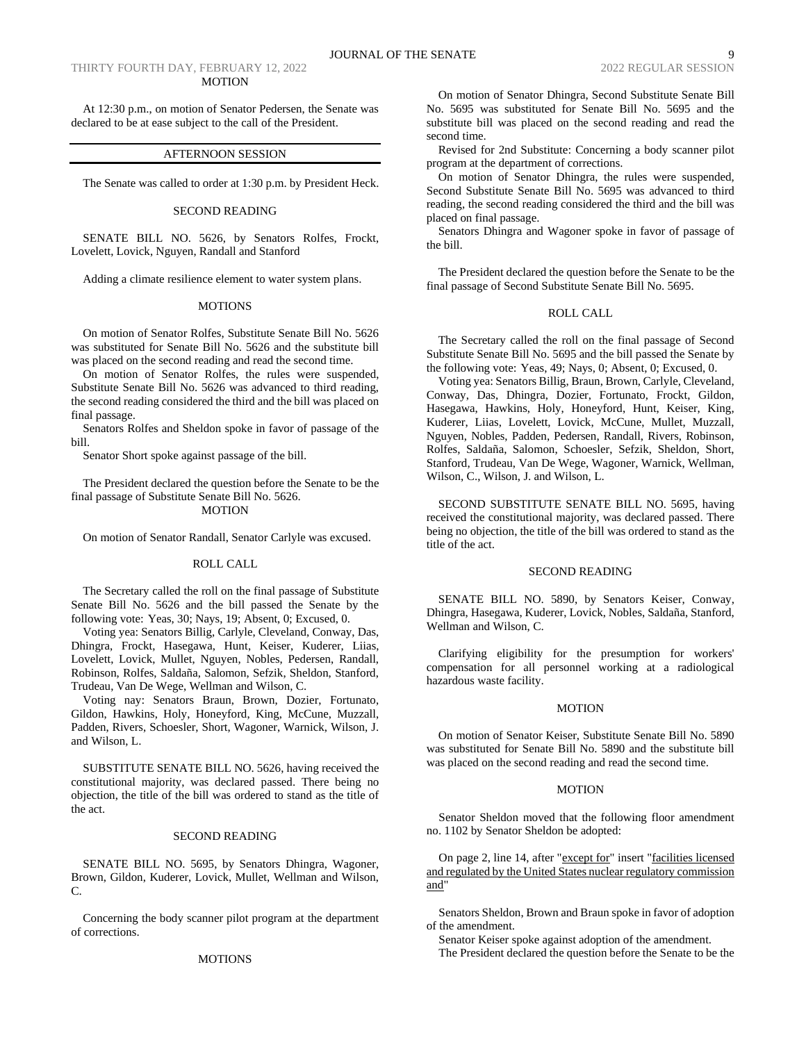MOTION

At 12:30 p.m., on motion of Senator Pedersen, the Senate was declared to be at ease subject to the call of the President.

---

AFTERNOON SESSION

---

The Senate was called to order at 1:30 p.m. by President Heck.

SECOND READING

SENATE BILL NO. 5626, by Senators Rolfes, Frockt, Lovelett, Lovick, Nguyen, Randall and Stanford

Adding a climate resilience element to water system plans.

MOTIONS

On motion of Senator Rolfes, Substitute Senate Bill No. 5626 was substituted for Senate Bill No. 5626 and the substitute bill was placed on the second reading and read the second time.

On motion of Senator Rolfes, the rules were suspended, Substitute Senate Bill No. 5626 was advanced to third reading, the second reading considered the third and the bill was placed on final passage.

Senators Rolfes and Sheldon spoke in favor of passage of the bill.

Senator Short spoke against passage of the bill.

The President declared the question before the Senate to be the final passage of Substitute Senate Bill No. 5626.

MOTION

On motion of Senator Randall, Senator Carlyle was excused.

ROLL CALL

The Secretary called the roll on the final passage of Substitute Senate Bill No. 5626 and the bill passed the Senate by the following vote: Yeas, 30; Nays, 19; Absent, 0; Excused, 0.

Voting yea: Senators Billig, Carlyle, Cleveland, Conway, Das, Dhingra, Frockt, Hasegawa, Hunt, Keiser, Kuderer, Liias, Lovelett, Lovick, Mullet, Nguyen, Nobles, Pedersen, Randall, Robinson, Rolfes, Saldaña, Salomon, Sefzik, Sheldon, Stanford, Trudeau, Van De Wege, Wellman and Wilson, C.

Voting nay: Senators Braun, Brown, Dozier, Fortunato, Gildon, Hawkins, Holy, Honeyford, King, McCune, Muzzall, Padden, Rivers, Schoesler, Short, Wagoner, Warnick, Wilson, J. and Wilson, L.

SUBSTITUTE SENATE BILL NO. 5626, having received the constitutional majority, was declared passed. There being no objection, the title of the bill was ordered to stand as the title of the act.

SECOND READING

SENATE BILL NO. 5695, by Senators Dhingra, Wagoner, Brown, Gildon, Kuderer, Lovick, Mullet, Wellman and Wilson, C.

Concerning the body scanner pilot program at the department of corrections.

MOTIONS

On motion of Senator Dhingra, Second Substitute Senate Bill No. 5695 was substituted for Senate Bill No. 5695 and the substitute bill was placed on the second reading and read the second time.

Revised for 2nd Substitute: Concerning a body scanner pilot program at the department of corrections.

On motion of Senator Dhingra, the rules were suspended, Second Substitute Senate Bill No. 5695 was advanced to third reading, the second reading considered the third and the bill was placed on final passage.

Senators Dhingra and Wagoner spoke in favor of passage of the bill.

The President declared the question before the Senate to be the final passage of Second Substitute Senate Bill No. 5695.

ROLL CALL

The Secretary called the roll on the final passage of Second Substitute Senate Bill No. 5695 and the bill passed the Senate by the following vote: Yeas, 49; Nays, 0; Absent, 0; Excused, 0.

Voting yea: Senators Billig, Braun, Brown, Carlyle, Cleveland, Conway, Das, Dhingra, Dozier, Fortunato, Frockt, Gildon, Hasegawa, Hawkins, Holy, Honeyford, Hunt, Keiser, King, Kuderer, Liias, Lovelett, Lovick, McCune, Mullet, Muzzall, Nguyen, Nobles, Padden, Pedersen, Randall, Rivers, Robinson, Rolfes, Saldaña, Salomon, Schoesler, Sefzik, Sheldon, Short, Stanford, Trudeau, Van De Wege, Wagoner, Warnick, Wellman, Wilson, C., Wilson, J. and Wilson, L.

SECOND SUBSTITUTE SENATE BILL NO. 5695, having received the constitutional majority, was declared passed. There being no objection, the title of the bill was ordered to stand as the title of the act.

SECOND READING

SENATE BILL NO. 5890, by Senators Keiser, Conway, Dhingra, Hasegawa, Kuderer, Lovick, Nobles, Saldaña, Stanford, Wellman and Wilson, C.

Clarifying eligibility for the presumption for workers' compensation for all personnel working at a radiological hazardous waste facility.

MOTION

On motion of Senator Keiser, Substitute Senate Bill No. 5890 was substituted for Senate Bill No. 5890 and the substitute bill was placed on the second reading and read the second time.

MOTION

Senator Sheldon moved that the following floor amendment no. 1102 by Senator Sheldon be adopted:

On page 2, line 14, after "<u>except for</u>" insert "<u>facilities licensed and regulated by the United States nuclear regulatory commission and</u>"

Senators Sheldon, Brown and Braun spoke in favor of adoption of the amendment.

Senator Keiser spoke against adoption of the amendment.

The President declared the question before the Senate to be the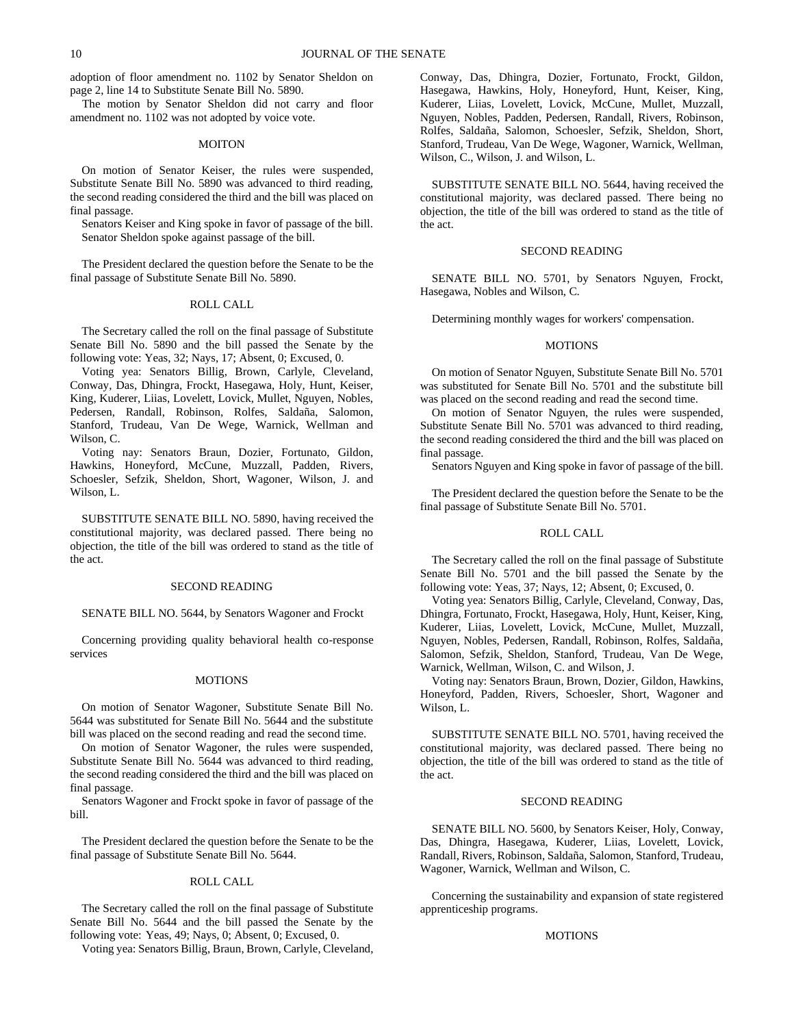adoption of floor amendment no. 1102 by Senator Sheldon on page 2, line 14 to Substitute Senate Bill No. 5890.

The motion by Senator Sheldon did not carry and floor amendment no. 1102 was not adopted by voice vote.

MOITON

On motion of Senator Keiser, the rules were suspended, Substitute Senate Bill No. 5890 was advanced to third reading, the second reading considered the third and the bill was placed on final passage.

Senators Keiser and King spoke in favor of passage of the bill. Senator Sheldon spoke against passage of the bill.

The President declared the question before the Senate to be the final passage of Substitute Senate Bill No. 5890.

ROLL CALL

The Secretary called the roll on the final passage of Substitute Senate Bill No. 5890 and the bill passed the Senate by the following vote: Yeas, 32; Nays, 17; Absent, 0; Excused, 0.

Voting yea: Senators Billig, Brown, Carlyle, Cleveland, Conway, Das, Dhingra, Frockt, Hasegawa, Holy, Hunt, Keiser, King, Kuderer, Liias, Lovelett, Lovick, Mullet, Nguyen, Nobles, Pedersen, Randall, Robinson, Rolfes, Saldaña, Salomon, Stanford, Trudeau, Van De Wege, Warnick, Wellman and Wilson, C.

Voting nay: Senators Braun, Dozier, Fortunato, Gildon, Hawkins, Honeyford, McCune, Muzzall, Padden, Rivers, Schoesler, Sefzik, Sheldon, Short, Wagoner, Wilson, J. and Wilson, L.

SUBSTITUTE SENATE BILL NO. 5890, having received the constitutional majority, was declared passed. There being no objection, the title of the bill was ordered to stand as the title of the act.

SECOND READING

SENATE BILL NO. 5644, by Senators Wagoner and Frockt

Concerning providing quality behavioral health co-response services

MOTIONS

On motion of Senator Wagoner, Substitute Senate Bill No. 5644 was substituted for Senate Bill No. 5644 and the substitute bill was placed on the second reading and read the second time.

On motion of Senator Wagoner, the rules were suspended, Substitute Senate Bill No. 5644 was advanced to third reading, the second reading considered the third and the bill was placed on final passage.

Senators Wagoner and Frockt spoke in favor of passage of the bill.

The President declared the question before the Senate to be the final passage of Substitute Senate Bill No. 5644.

ROLL CALL

The Secretary called the roll on the final passage of Substitute Senate Bill No. 5644 and the bill passed the Senate by the following vote: Yeas, 49; Nays, 0; Absent, 0; Excused, 0.

Voting yea: Senators Billig, Braun, Brown, Carlyle, Cleveland, Conway, Das, Dhingra, Dozier, Fortunato, Frockt, Gildon, Hasegawa, Hawkins, Holy, Honeyford, Hunt, Keiser, King, Kuderer, Liias, Lovelett, Lovick, McCune, Mullet, Muzzall, Nguyen, Nobles, Padden, Pedersen, Randall, Rivers, Robinson, Rolfes, Saldaña, Salomon, Schoesler, Sefzik, Sheldon, Short, Stanford, Trudeau, Van De Wege, Wagoner, Warnick, Wellman, Wilson, C., Wilson, J. and Wilson, L.

SUBSTITUTE SENATE BILL NO. 5644, having received the constitutional majority, was declared passed. There being no objection, the title of the bill was ordered to stand as the title of the act.

SECOND READING

SENATE BILL NO. 5701, by Senators Nguyen, Frockt, Hasegawa, Nobles and Wilson, C.

Determining monthly wages for workers' compensation.

MOTIONS

On motion of Senator Nguyen, Substitute Senate Bill No. 5701 was substituted for Senate Bill No. 5701 and the substitute bill was placed on the second reading and read the second time.

On motion of Senator Nguyen, the rules were suspended, Substitute Senate Bill No. 5701 was advanced to third reading, the second reading considered the third and the bill was placed on final passage.

Senators Nguyen and King spoke in favor of passage of the bill.

The President declared the question before the Senate to be the final passage of Substitute Senate Bill No. 5701.

ROLL CALL

The Secretary called the roll on the final passage of Substitute Senate Bill No. 5701 and the bill passed the Senate by the following vote: Yeas, 37; Nays, 12; Absent, 0; Excused, 0.

Voting yea: Senators Billig, Carlyle, Cleveland, Conway, Das, Dhingra, Fortunato, Frockt, Hasegawa, Holy, Hunt, Keiser, King, Kuderer, Liias, Lovelett, Lovick, McCune, Mullet, Muzzall, Nguyen, Nobles, Pedersen, Randall, Robinson, Rolfes, Saldaña, Salomon, Sefzik, Sheldon, Stanford, Trudeau, Van De Wege, Warnick, Wellman, Wilson, C. and Wilson, J.

Voting nay: Senators Braun, Brown, Dozier, Gildon, Hawkins, Honeyford, Padden, Rivers, Schoesler, Short, Wagoner and Wilson, L.

SUBSTITUTE SENATE BILL NO. 5701, having received the constitutional majority, was declared passed. There being no objection, the title of the bill was ordered to stand as the title of the act.

SECOND READING

SENATE BILL NO. 5600, by Senators Keiser, Holy, Conway, Das, Dhingra, Hasegawa, Kuderer, Liias, Lovelett, Lovick, Randall, Rivers, Robinson, Saldaña, Salomon, Stanford, Trudeau, Wagoner, Warnick, Wellman and Wilson, C.

Concerning the sustainability and expansion of state registered apprenticeship programs.

MOTIONS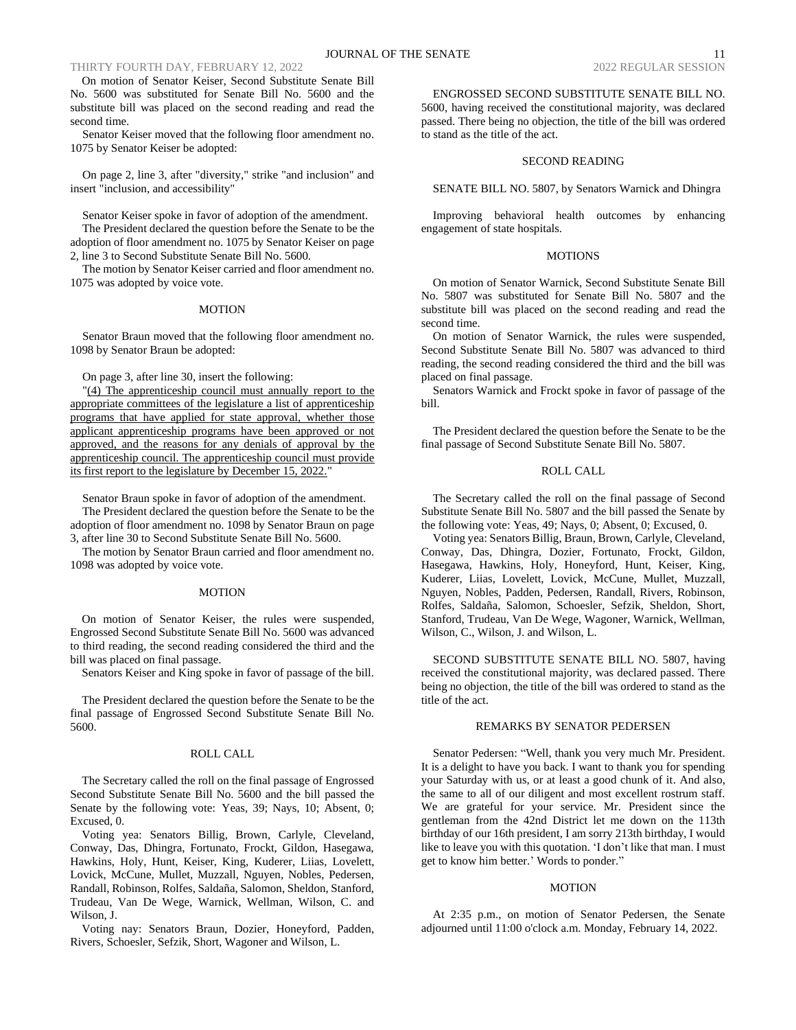On motion of Senator Keiser, Second Substitute Senate Bill No. 5600 was substituted for Senate Bill No. 5600 and the substitute bill was placed on the second reading and read the second time.

Senator Keiser moved that the following floor amendment no. 1075 by Senator Keiser be adopted:

On page 2, line 3, after "diversity," strike "and inclusion" and insert "inclusion, and accessibility"

Senator Keiser spoke in favor of adoption of the amendment.

The President declared the question before the Senate to be the adoption of floor amendment no. 1075 by Senator Keiser on page 2, line 3 to Second Substitute Senate Bill No. 5600.

The motion by Senator Keiser carried and floor amendment no. 1075 was adopted by voice vote.

## MOTION

Senator Braun moved that the following floor amendment no. 1098 by Senator Braun be adopted:

On page 3, after line 30, insert the following:

"(4) The apprenticeship council must annually report to the appropriate committees of the legislature a list of apprenticeship programs that have applied for state approval, whether those applicant apprenticeship programs have been approved or not approved, and the reasons for any denials of approval by the apprenticeship council. The apprenticeship council must provide its first report to the legislature by December 15, 2022."

Senator Braun spoke in favor of adoption of the amendment.

The President declared the question before the Senate to be the adoption of floor amendment no. 1098 by Senator Braun on page 3, after line 30 to Second Substitute Senate Bill No. 5600.

The motion by Senator Braun carried and floor amendment no. 1098 was adopted by voice vote.

## MOTION

On motion of Senator Keiser, the rules were suspended, Engrossed Second Substitute Senate Bill No. 5600 was advanced to third reading, the second reading considered the third and the bill was placed on final passage.

Senators Keiser and King spoke in favor of passage of the bill.

The President declared the question before the Senate to be the final passage of Engrossed Second Substitute Senate Bill No. 5600.

## ROLL CALL

The Secretary called the roll on the final passage of Engrossed Second Substitute Senate Bill No. 5600 and the bill passed the Senate by the following vote: Yeas, 39; Nays, 10; Absent, 0; Excused, 0.

Voting yea: Senators Billig, Brown, Carlyle, Cleveland, Conway, Das, Dhingra, Fortunato, Frockt, Gildon, Hasegawa, Hawkins, Holy, Hunt, Keiser, King, Kuderer, Liias, Lovelett, Lovick, McCune, Mullet, Muzzall, Nguyen, Nobles, Pedersen, Randall, Robinson, Rolfes, Saldaña, Salomon, Sheldon, Stanford, Trudeau, Van De Wege, Warnick, Wellman, Wilson, C. and Wilson, J.

Voting nay: Senators Braun, Dozier, Honeyford, Padden, Rivers, Schoesler, Sefzik, Short, Wagoner and Wilson, L.

ENGROSSED SECOND SUBSTITUTE SENATE BILL NO. 5600, having received the constitutional majority, was declared passed. There being no objection, the title of the bill was ordered to stand as the title of the act.

## SECOND READING

SENATE BILL NO. 5807, by Senators Warnick and Dhingra

Improving behavioral health outcomes by enhancing engagement of state hospitals.

## MOTIONS

On motion of Senator Warnick, Second Substitute Senate Bill No. 5807 was substituted for Senate Bill No. 5807 and the substitute bill was placed on the second reading and read the second time.

On motion of Senator Warnick, the rules were suspended, Second Substitute Senate Bill No. 5807 was advanced to third reading, the second reading considered the third and the bill was placed on final passage.

Senators Warnick and Frockt spoke in favor of passage of the bill.

The President declared the question before the Senate to be the final passage of Second Substitute Senate Bill No. 5807.

## ROLL CALL

The Secretary called the roll on the final passage of Second Substitute Senate Bill No. 5807 and the bill passed the Senate by the following vote: Yeas, 49; Nays, 0; Absent, 0; Excused, 0.

Voting yea: Senators Billig, Braun, Brown, Carlyle, Cleveland, Conway, Das, Dhingra, Dozier, Fortunato, Frockt, Gildon, Hasegawa, Hawkins, Holy, Honeyford, Hunt, Keiser, King, Kuderer, Liias, Lovelett, Lovick, McCune, Mullet, Muzzall, Nguyen, Nobles, Padden, Pedersen, Randall, Rivers, Robinson, Rolfes, Saldaña, Salomon, Schoesler, Sefzik, Sheldon, Short, Stanford, Trudeau, Van De Wege, Wagoner, Warnick, Wellman, Wilson, C., Wilson, J. and Wilson, L.

SECOND SUBSTITUTE SENATE BILL NO. 5807, having received the constitutional majority, was declared passed. There being no objection, the title of the bill was ordered to stand as the title of the act.

## REMARKS BY SENATOR PEDERSEN

Senator Pedersen: "Well, thank you very much Mr. President. It is a delight to have you back. I want to thank you for spending your Saturday with us, or at least a good chunk of it. And also, the same to all of our diligent and most excellent rostrum staff. We are grateful for your service. Mr. President since the gentleman from the 42nd District let me down on the 113th birthday of our 16th president, I am sorry 213th birthday, I would like to leave you with this quotation. 'I don't like that man. I must get to know him better.' Words to ponder."

## MOTION

At 2:35 p.m., on motion of Senator Pedersen, the Senate adjourned until 11:00 o'clock a.m. Monday, February 14, 2022.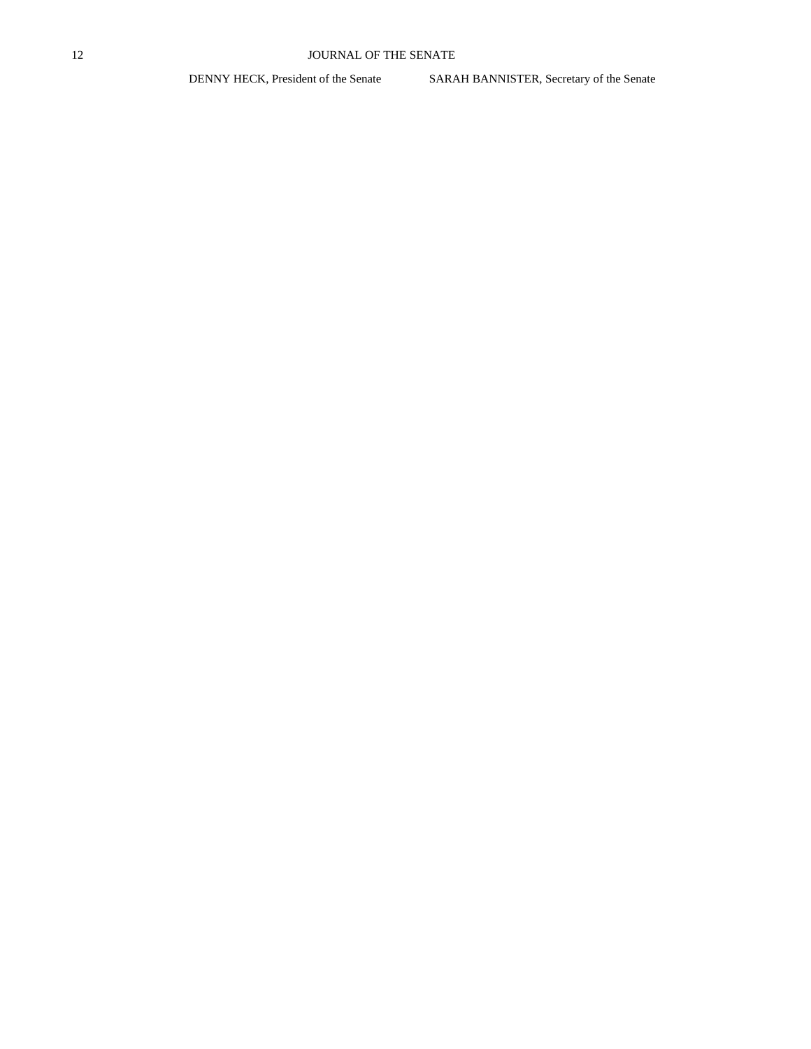DENNY HECK, President of the Senate SARAH BANNISTER, Secretary of the Senate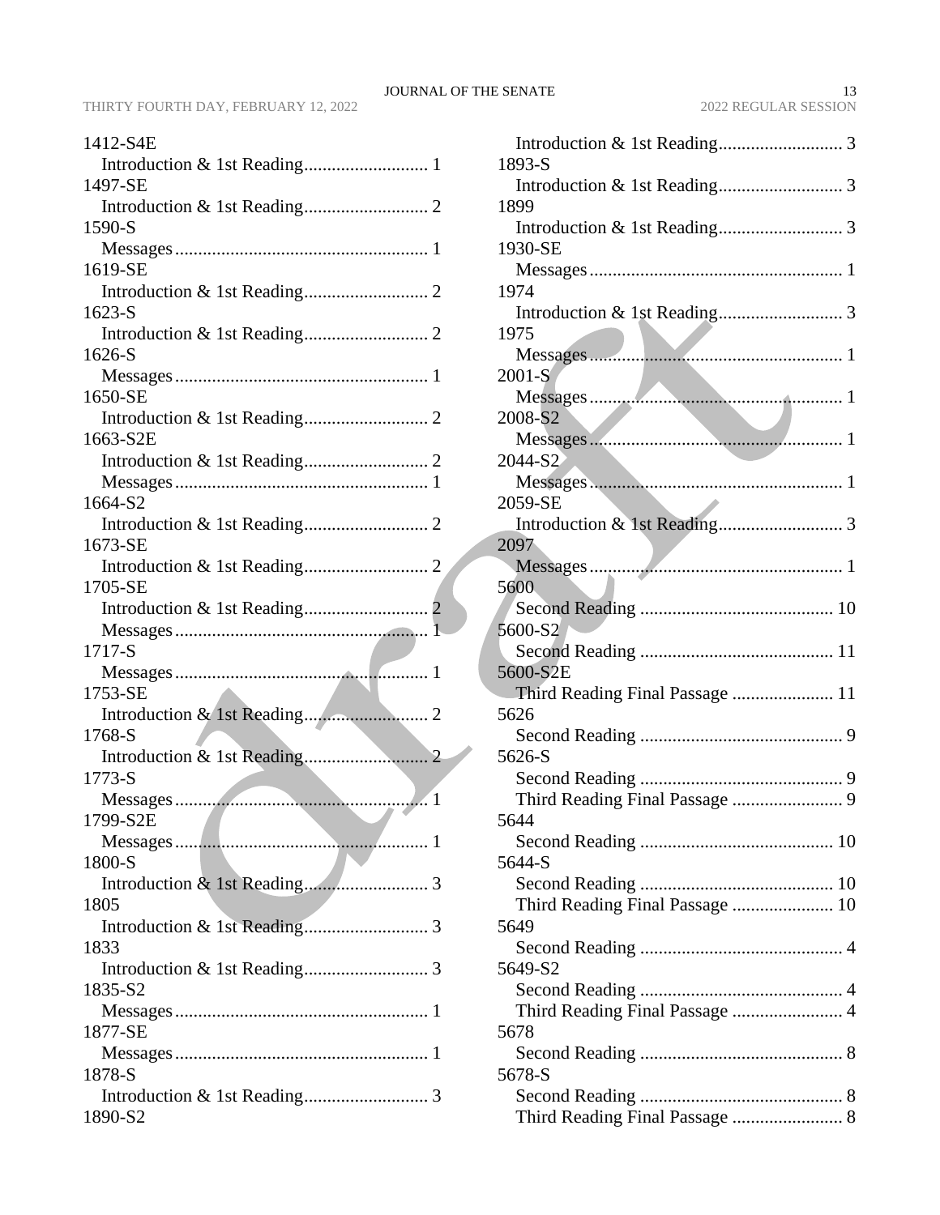1412-S4E
  Introduction & 1st Reading........................... 1
1497-SE
  Introduction & 1st Reading........................... 2
1590-S
  Messages...................................................... 1
1619-SE
  Introduction & 1st Reading........................... 2
1623-S
  Introduction & 1st Reading........................... 2
1626-S
  Messages...................................................... 1
1650-SE
  Introduction & 1st Reading........................... 2
1663-S2E
  Introduction & 1st Reading........................... 2
  Messages...................................................... 1
1664-S2
  Introduction & 1st Reading........................... 2
1673-SE
  Introduction & 1st Reading........................... 2
1705-SE
  Introduction & 1st Reading........................... 2
  Messages...................................................... 1
1717-S
  Messages...................................................... 1
1753-SE
  Introduction & 1st Reading........................... 2
1768-S
  Introduction & 1st Reading........................... 2
1773-S
  Messages...................................................... 1
1799-S2E
  Messages...................................................... 1
1800-S
  Introduction & 1st Reading........................... 3
1805
  Introduction & 1st Reading........................... 3
1833
  Introduction & 1st Reading........................... 3
1835-S2
  Messages...................................................... 1
1877-SE
  Messages...................................................... 1
1878-S
  Introduction & 1st Reading........................... 3
1890-S2
  Introduction & 1st Reading........................... 3
1893-S
  Introduction & 1st Reading........................... 3
1899
  Introduction & 1st Reading........................... 3
1930-SE
  Messages...................................................... 1
1974
  Introduction & 1st Reading........................... 3
1975
  Messages...................................................... 1
2001-S
  Messages...................................................... 1
2008-S2
  Messages...................................................... 1
2044-S2
  Messages...................................................... 1
2059-SE
  Introduction & 1st Reading........................... 3
2097
  Messages...................................................... 1
5600
  Second Reading .......................................... 10
5600-S2
  Second Reading .......................................... 11
5600-S2E
  Third Reading Final Passage ...................... 11
5626
  Second Reading ............................................ 9
5626-S
  Second Reading ............................................ 9
  Third Reading Final Passage ........................ 9
5644
  Second Reading .......................................... 10
5644-S
  Second Reading .......................................... 10
  Third Reading Final Passage ...................... 10
5649
  Second Reading ............................................ 4
5649-S2
  Second Reading ............................................ 4
  Third Reading Final Passage ........................ 4
5678
  Second Reading ............................................ 8
5678-S
  Second Reading ............................................ 8
  Third Reading Final Passage ........................ 8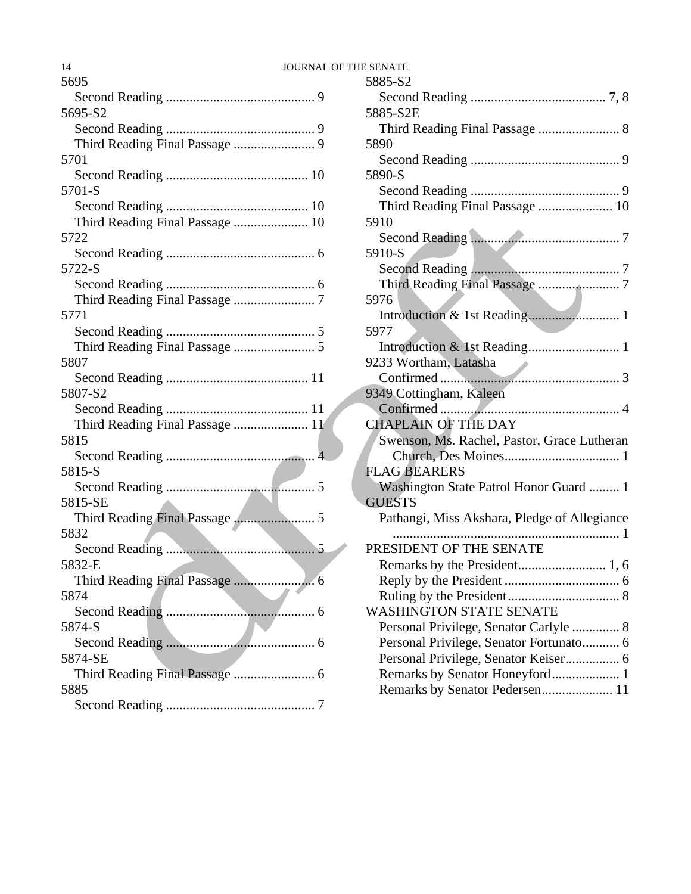5695
  Second Reading ............................................ 9
5695-S2
  Second Reading ............................................ 9
  Third Reading Final Passage ........................ 9
5701
  Second Reading .......................................... 10
5701-S
  Second Reading .......................................... 10
  Third Reading Final Passage ...................... 10
5722
  Second Reading ............................................ 6
5722-S
  Second Reading ............................................ 6
  Third Reading Final Passage ........................ 7
5771
  Second Reading ............................................ 5
  Third Reading Final Passage ........................ 5
5807
  Second Reading .......................................... 11
5807-S2
  Second Reading .......................................... 11
  Third Reading Final Passage ...................... 11
5815
  Second Reading ............................................ 4
5815-S
  Second Reading ............................................ 5
5815-SE
  Third Reading Final Passage ........................ 5
5832
  Second Reading ............................................ 5
5832-E
  Third Reading Final Passage ........................ 6
5874
  Second Reading ............................................ 6
5874-S
  Second Reading ............................................ 6
5874-SE
  Third Reading Final Passage ........................ 6
5885
  Second Reading ............................................ 7
5885-S2
  Second Reading ........................................ 7, 8
5885-S2E
  Third Reading Final Passage ........................ 8
5890
  Second Reading ............................................ 9
5890-S
  Second Reading ............................................ 9
  Third Reading Final Passage ...................... 10
5910
  Second Reading ............................................ 7
5910-S
  Second Reading ............................................ 7
  Third Reading Final Passage ........................ 7
5976
  Introduction & 1st Reading........................... 1
5977
  Introduction & 1st Reading........................... 1
9233 Wortham, Latasha
  Confirmed ..................................................... 3
9349 Cottingham, Kaleen
  Confirmed ..................................................... 4
CHAPLAIN OF THE DAY
  Swenson, Ms. Rachel, Pastor, Grace Lutheran Church, Des Moines.................................. 1
FLAG BEARERS
  Washington State Patrol Honor Guard ......... 1
GUESTS
  Pathangi, Miss Akshara, Pledge of Allegiance .................................................................. 1
PRESIDENT OF THE SENATE
  Remarks by the President.......................... 1, 6
  Reply by the President .................................. 6
  Ruling by the President................................. 8
WASHINGTON STATE SENATE
  Personal Privilege, Senator Carlyle .............. 8
  Personal Privilege, Senator Fortunato........... 6
  Personal Privilege, Senator Keiser................ 6
  Remarks by Senator Honeyford.................... 1
  Remarks by Senator Pedersen..................... 11